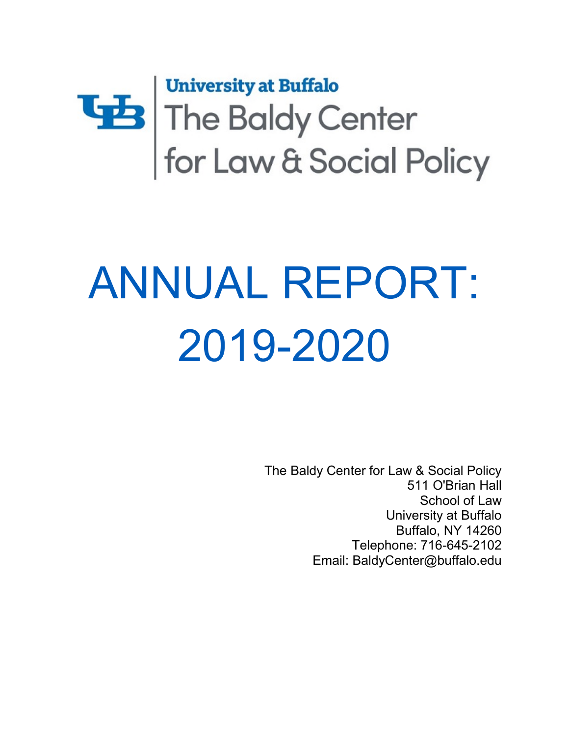University at Buffalo

The Baldy Center for Law & Social Policy

# ANNUAL REPORT: 2019-2020

The Baldy Center for Law & Social Policy
511 O'Brian Hall
School of Law
University at Buffalo
Buffalo, NY 14260
Telephone: 716-645-2102
Email: BaldyCenter@buffalo.edu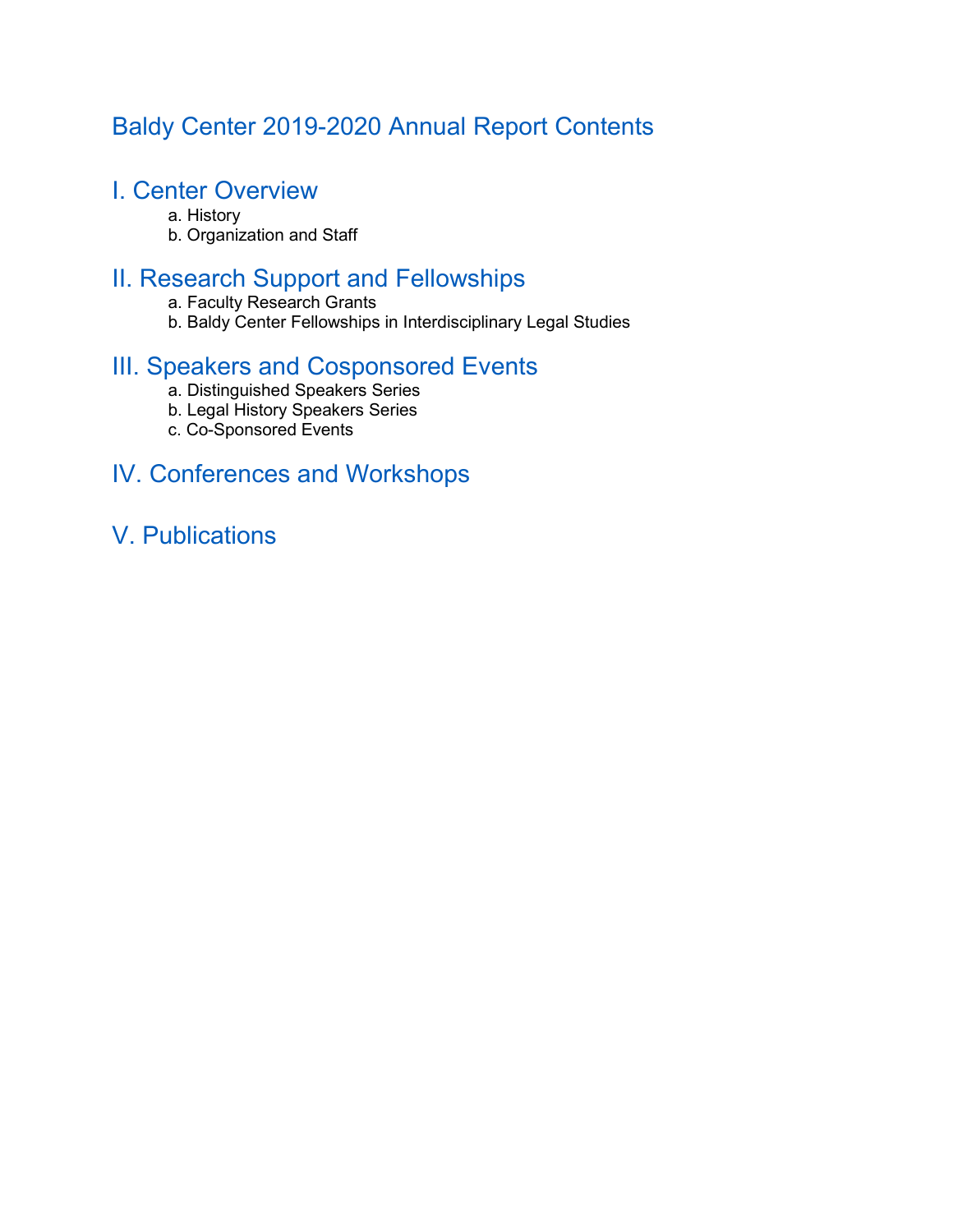# Baldy Center 2019-2020 Annual Report Contents

## I. Center Overview

a. History
b. Organization and Staff

## II. Research Support and Fellowships

a. Faculty Research Grants
b. Baldy Center Fellowships in Interdisciplinary Legal Studies

## III. Speakers and Cosponsored Events

a. Distinguished Speakers Series
b. Legal History Speakers Series
c. Co-Sponsored Events

## IV. Conferences and Workshops

## V. Publications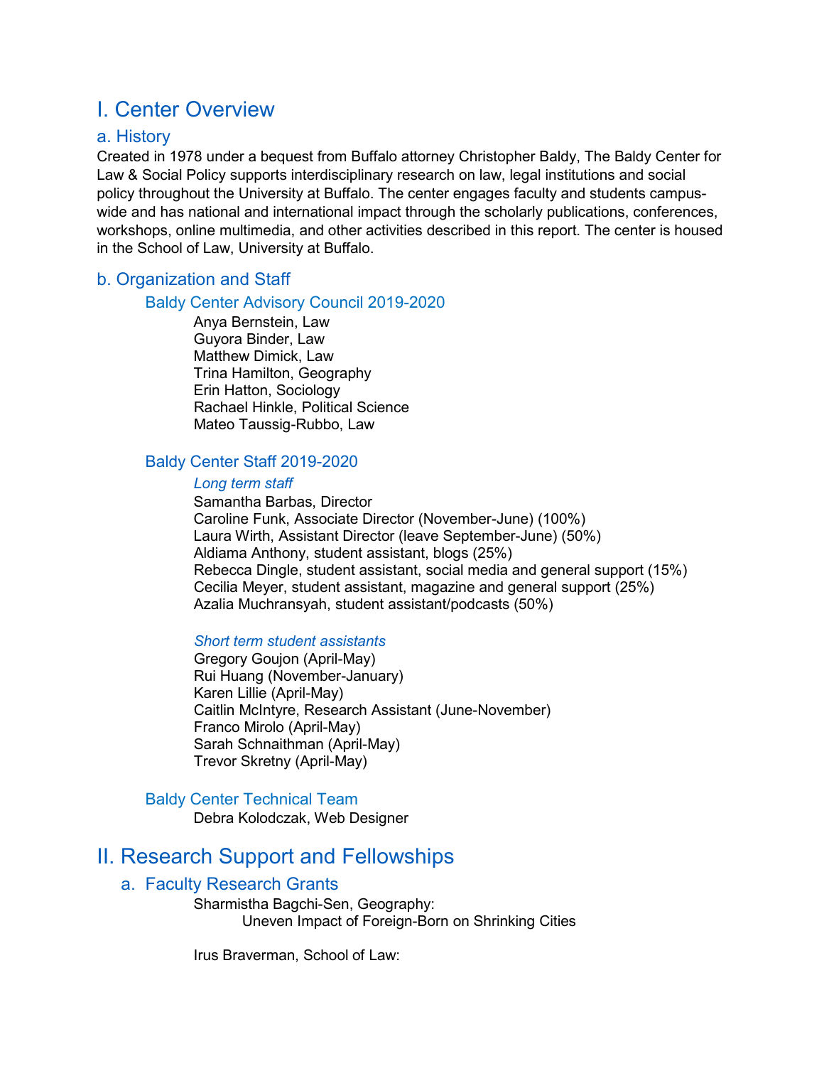# I. Center Overview

## a. History

Created in 1978 under a bequest from Buffalo attorney Christopher Baldy, The Baldy Center for Law & Social Policy supports interdisciplinary research on law, legal institutions and social policy throughout the University at Buffalo. The center engages faculty and students campus-wide and has national and international impact through the scholarly publications, conferences, workshops, online multimedia, and other activities described in this report. The center is housed in the School of Law, University at Buffalo.

## b. Organization and Staff

### Baldy Center Advisory Council 2019-2020

Anya Bernstein, Law
Guyora Binder, Law
Matthew Dimick, Law
Trina Hamilton, Geography
Erin Hatton, Sociology
Rachael Hinkle, Political Science
Mateo Taussig-Rubbo, Law

### Baldy Center Staff 2019-2020

*Long term staff*

Samantha Barbas, Director
Caroline Funk, Associate Director (November-June) (100%)
Laura Wirth, Assistant Director (leave September-June) (50%)
Aldiama Anthony, student assistant, blogs (25%)
Rebecca Dingle, student assistant, social media and general support (15%)
Cecilia Meyer, student assistant, magazine and general support (25%)
Azalia Muchransyah, student assistant/podcasts (50%)

*Short term student assistants*

Gregory Goujon (April-May)
Rui Huang (November-January)
Karen Lillie (April-May)
Caitlin McIntyre, Research Assistant (June-November)
Franco Mirolo (April-May)
Sarah Schnaithman (April-May)
Trevor Skretny (April-May)

### Baldy Center Technical Team

Debra Kolodczak, Web Designer

# II. Research Support and Fellowships

## a. Faculty Research Grants

Sharmistha Bagchi-Sen, Geography:
Uneven Impact of Foreign-Born on Shrinking Cities

Irus Braverman, School of Law: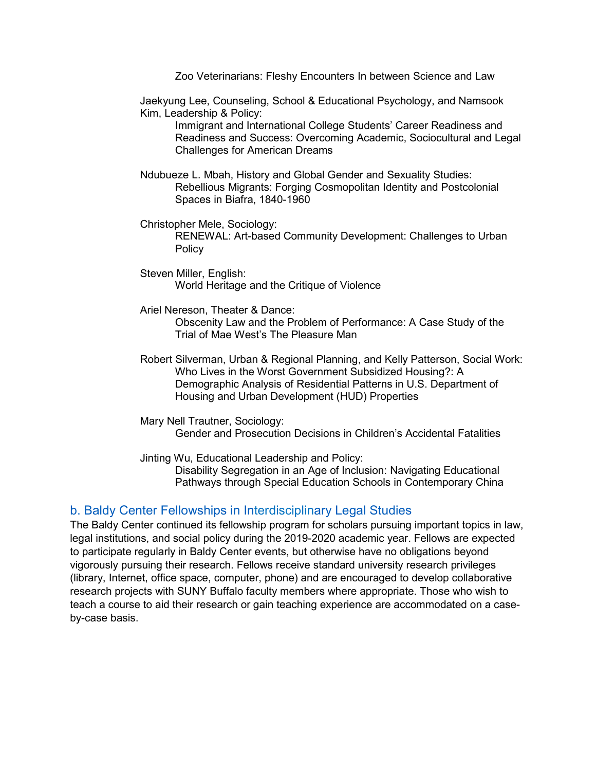Zoo Veterinarians: Fleshy Encounters In between Science and Law

Jaekyung Lee, Counseling, School & Educational Psychology, and Namsook Kim, Leadership & Policy:
Immigrant and International College Students' Career Readiness and Readiness and Success: Overcoming Academic, Sociocultural and Legal Challenges for American Dreams

Ndubueze L. Mbah, History and Global Gender and Sexuality Studies:
Rebellious Migrants: Forging Cosmopolitan Identity and Postcolonial Spaces in Biafra, 1840-1960

Christopher Mele, Sociology:
RENEWAL: Art-based Community Development: Challenges to Urban Policy

Steven Miller, English:
World Heritage and the Critique of Violence

Ariel Nereson, Theater & Dance:
Obscenity Law and the Problem of Performance: A Case Study of the Trial of Mae West's The Pleasure Man

Robert Silverman, Urban & Regional Planning, and Kelly Patterson, Social Work:
Who Lives in the Worst Government Subsidized Housing?: A Demographic Analysis of Residential Patterns in U.S. Department of Housing and Urban Development (HUD) Properties

Mary Nell Trautner, Sociology:
Gender and Prosecution Decisions in Children's Accidental Fatalities

Jinting Wu, Educational Leadership and Policy:
Disability Segregation in an Age of Inclusion: Navigating Educational Pathways through Special Education Schools in Contemporary China

### b. Baldy Center Fellowships in Interdisciplinary Legal Studies

The Baldy Center continued its fellowship program for scholars pursuing important topics in law, legal institutions, and social policy during the 2019-2020 academic year. Fellows are expected to participate regularly in Baldy Center events, but otherwise have no obligations beyond vigorously pursuing their research. Fellows receive standard university research privileges (library, Internet, office space, computer, phone) and are encouraged to develop collaborative research projects with SUNY Buffalo faculty members where appropriate. Those who wish to teach a course to aid their research or gain teaching experience are accommodated on a case-by-case basis.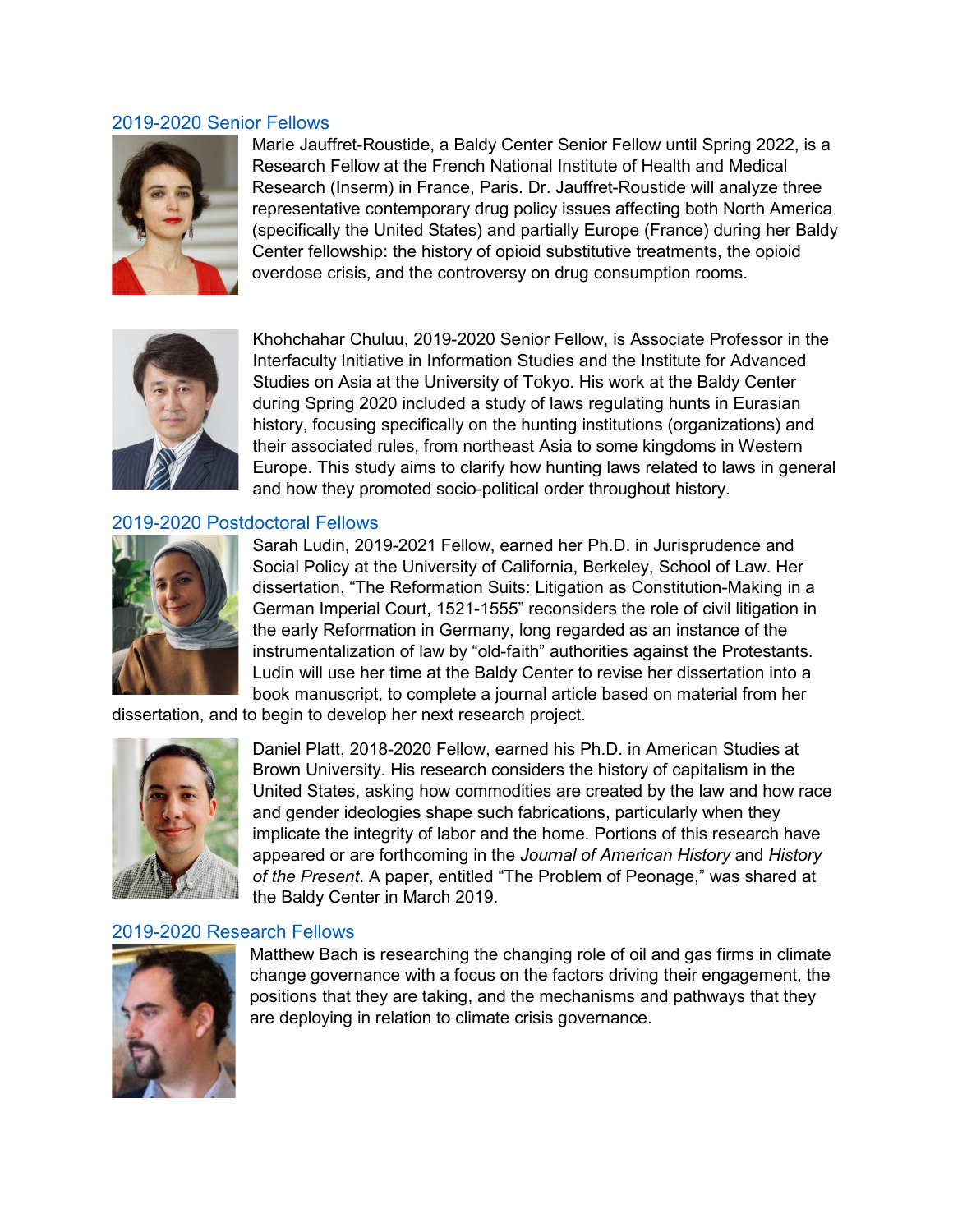## 2019-2020 Senior Fellows

Marie Jauffret-Roustide, a Baldy Center Senior Fellow until Spring 2022, is a Research Fellow at the French National Institute of Health and Medical Research (Inserm) in France, Paris. Dr. Jauffret-Roustide will analyze three representative contemporary drug policy issues affecting both North America (specifically the United States) and partially Europe (France) during her Baldy Center fellowship: the history of opioid substitutive treatments, the opioid overdose crisis, and the controversy on drug consumption rooms.

Khohchahar Chuluu, 2019-2020 Senior Fellow, is Associate Professor in the Interfaculty Initiative in Information Studies and the Institute for Advanced Studies on Asia at the University of Tokyo. His work at the Baldy Center during Spring 2020 included a study of laws regulating hunts in Eurasian history, focusing specifically on the hunting institutions (organizations) and their associated rules, from northeast Asia to some kingdoms in Western Europe. This study aims to clarify how hunting laws related to laws in general and how they promoted socio-political order throughout history.

## 2019-2020 Postdoctoral Fellows

Sarah Ludin, 2019-2021 Fellow, earned her Ph.D. in Jurisprudence and Social Policy at the University of California, Berkeley, School of Law. Her dissertation, "The Reformation Suits: Litigation as Constitution-Making in a German Imperial Court, 1521-1555" reconsiders the role of civil litigation in the early Reformation in Germany, long regarded as an instance of the instrumentalization of law by "old-faith" authorities against the Protestants. Ludin will use her time at the Baldy Center to revise her dissertation into a book manuscript, to complete a journal article based on material from her dissertation, and to begin to develop her next research project.

Daniel Platt, 2018-2020 Fellow, earned his Ph.D. in American Studies at Brown University. His research considers the history of capitalism in the United States, asking how commodities are created by the law and how race and gender ideologies shape such fabrications, particularly when they implicate the integrity of labor and the home. Portions of this research have appeared or are forthcoming in the *Journal of American History* and *History of the Present*. A paper, entitled "The Problem of Peonage," was shared at the Baldy Center in March 2019.

## 2019-2020 Research Fellows

Matthew Bach is researching the changing role of oil and gas firms in climate change governance with a focus on the factors driving their engagement, the positions that they are taking, and the mechanisms and pathways that they are deploying in relation to climate crisis governance.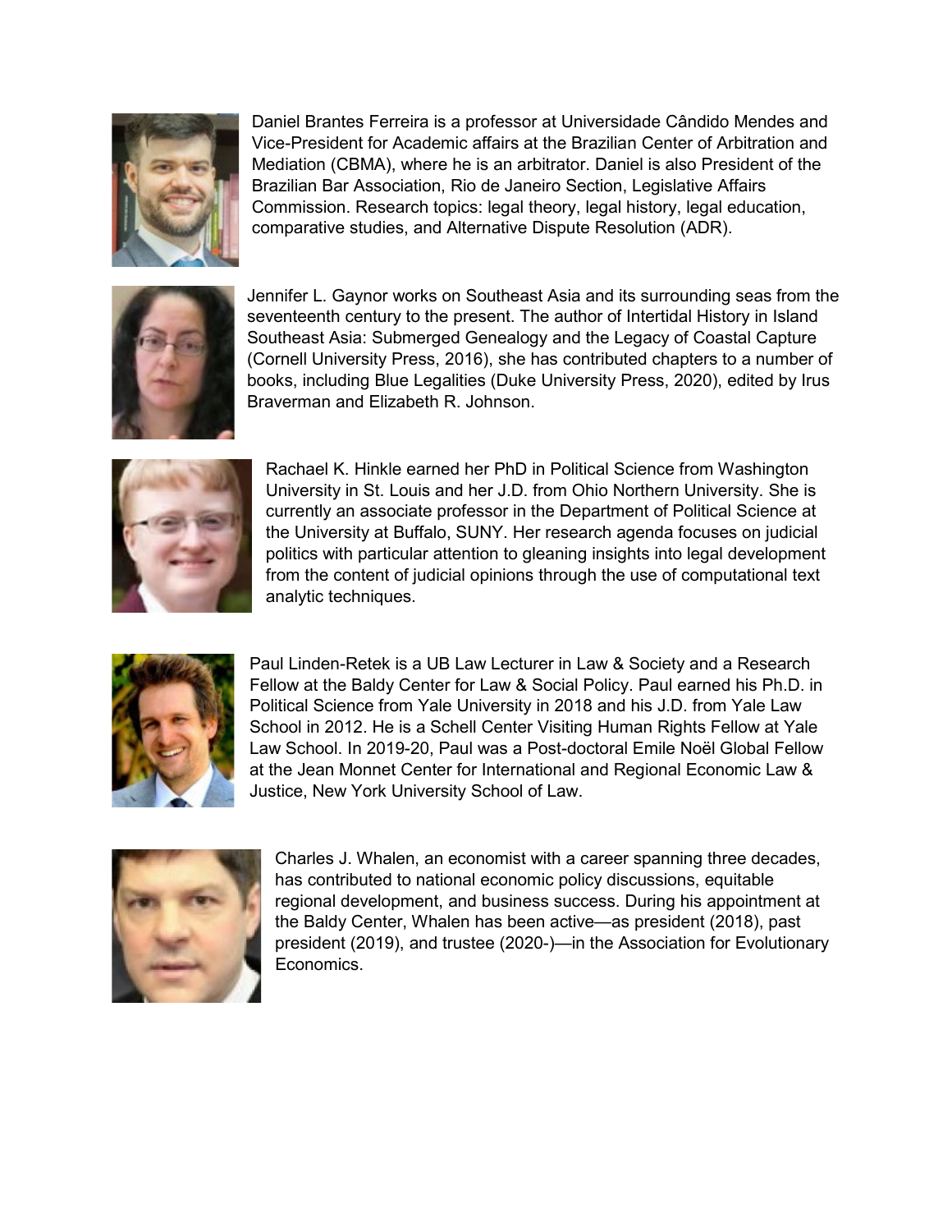Daniel Brantes Ferreira is a professor at Universidade Cândido Mendes and Vice-President for Academic affairs at the Brazilian Center of Arbitration and Mediation (CBMA), where he is an arbitrator. Daniel is also President of the Brazilian Bar Association, Rio de Janeiro Section, Legislative Affairs Commission. Research topics: legal theory, legal history, legal education, comparative studies, and Alternative Dispute Resolution (ADR).

Jennifer L. Gaynor works on Southeast Asia and its surrounding seas from the seventeenth century to the present. The author of Intertidal History in Island Southeast Asia: Submerged Genealogy and the Legacy of Coastal Capture (Cornell University Press, 2016), she has contributed chapters to a number of books, including Blue Legalities (Duke University Press, 2020), edited by Irus Braverman and Elizabeth R. Johnson.

Rachael K. Hinkle earned her PhD in Political Science from Washington University in St. Louis and her J.D. from Ohio Northern University. She is currently an associate professor in the Department of Political Science at the University at Buffalo, SUNY. Her research agenda focuses on judicial politics with particular attention to gleaning insights into legal development from the content of judicial opinions through the use of computational text analytic techniques.

Paul Linden-Retek is a UB Law Lecturer in Law & Society and a Research Fellow at the Baldy Center for Law & Social Policy. Paul earned his Ph.D. in Political Science from Yale University in 2018 and his J.D. from Yale Law School in 2012. He is a Schell Center Visiting Human Rights Fellow at Yale Law School. In 2019-20, Paul was a Post-doctoral Emile Noël Global Fellow at the Jean Monnet Center for International and Regional Economic Law & Justice, New York University School of Law.

Charles J. Whalen, an economist with a career spanning three decades, has contributed to national economic policy discussions, equitable regional development, and business success. During his appointment at the Baldy Center, Whalen has been active—as president (2018), past president (2019), and trustee (2020-)—in the Association for Evolutionary Economics.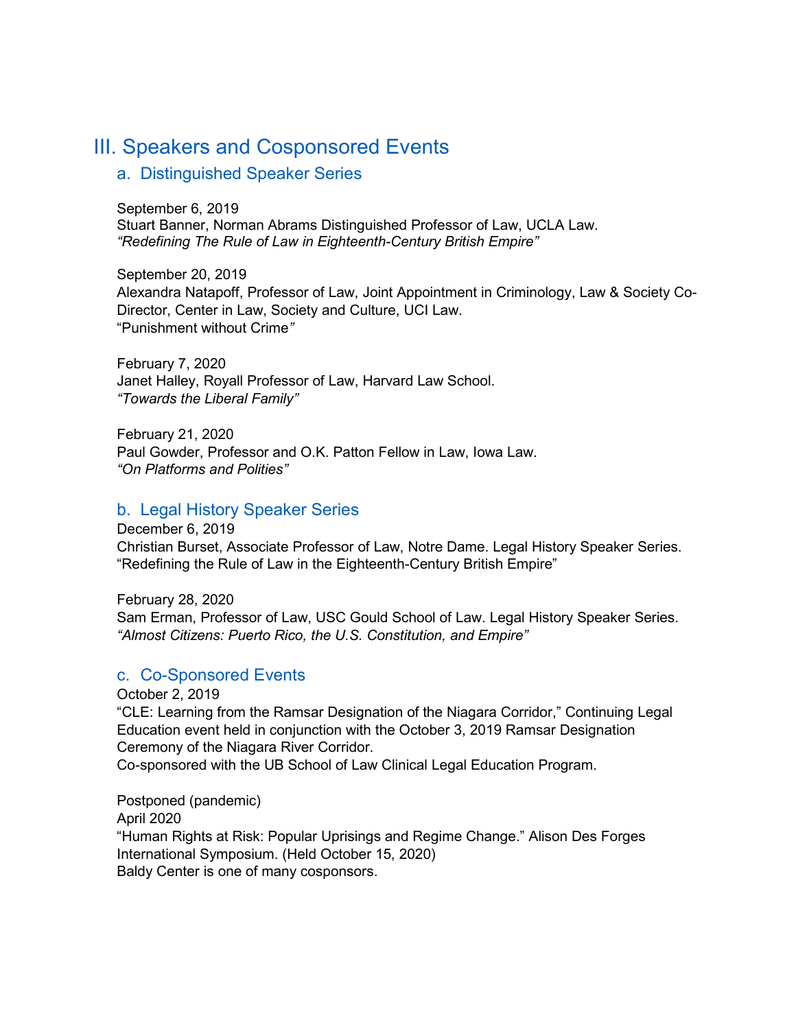## III. Speakers and Cosponsored Events

### a. Distinguished Speaker Series

September 6, 2019
Stuart Banner, Norman Abrams Distinguished Professor of Law, UCLA Law.
*"Redefining The Rule of Law in Eighteenth-Century British Empire"*

September 20, 2019
Alexandra Natapoff, Professor of Law, Joint Appointment in Criminology, Law & Society Co-Director, Center in Law, Society and Culture, UCI Law.
"Punishment without Crime*"*

February 7, 2020
Janet Halley, Royall Professor of Law, Harvard Law School.
*"Towards the Liberal Family"*

February 21, 2020
Paul Gowder, Professor and O.K. Patton Fellow in Law, Iowa Law.
*"On Platforms and Polities"*

### b. Legal History Speaker Series

December 6, 2019
Christian Burset, Associate Professor of Law, Notre Dame. Legal History Speaker Series.
"Redefining the Rule of Law in the Eighteenth-Century British Empire"

February 28, 2020
Sam Erman, Professor of Law, USC Gould School of Law. Legal History Speaker Series.
*"Almost Citizens: Puerto Rico, the U.S. Constitution, and Empire"*

### c. Co-Sponsored Events

October 2, 2019
"CLE: Learning from the Ramsar Designation of the Niagara Corridor," Continuing Legal Education event held in conjunction with the October 3, 2019 Ramsar Designation Ceremony of the Niagara River Corridor.
Co-sponsored with the UB School of Law Clinical Legal Education Program.

Postponed (pandemic)
April 2020
"Human Rights at Risk: Popular Uprisings and Regime Change." Alison Des Forges International Symposium. (Held October 15, 2020)
Baldy Center is one of many cosponsors.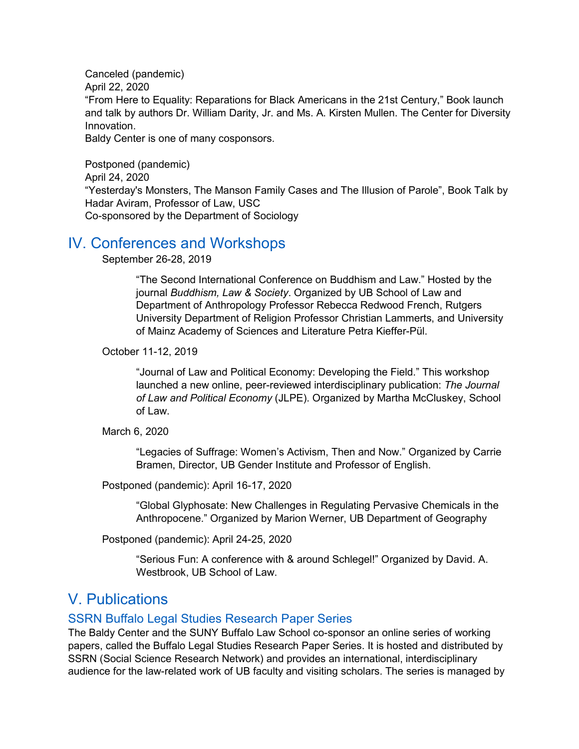Canceled (pandemic)
April 22, 2020
"From Here to Equality: Reparations for Black Americans in the 21st Century," Book launch and talk by authors Dr. William Darity, Jr. and Ms. A. Kirsten Mullen. The Center for Diversity Innovation.
Baldy Center is one of many cosponsors.

Postponed (pandemic)
April 24, 2020
"Yesterday's Monsters, The Manson Family Cases and The Illusion of Parole", Book Talk by Hadar Aviram, Professor of Law, USC
Co-sponsored by the Department of Sociology

# IV. Conferences and Workshops

September 26-28, 2019

> "The Second International Conference on Buddhism and Law." Hosted by the journal *Buddhism, Law & Society*. Organized by UB School of Law and Department of Anthropology Professor Rebecca Redwood French, Rutgers University Department of Religion Professor Christian Lammerts, and University of Mainz Academy of Sciences and Literature Petra Kieffer-Pül.

October 11-12, 2019

> "Journal of Law and Political Economy: Developing the Field." This workshop launched a new online, peer-reviewed interdisciplinary publication: *The Journal of Law and Political Economy* (JLPE). Organized by Martha McCluskey, School of Law.

March 6, 2020

> "Legacies of Suffrage: Women's Activism, Then and Now." Organized by Carrie Bramen, Director, UB Gender Institute and Professor of English.

Postponed (pandemic): April 16-17, 2020

> "Global Glyphosate: New Challenges in Regulating Pervasive Chemicals in the Anthropocene." Organized by Marion Werner, UB Department of Geography

Postponed (pandemic): April 24-25, 2020

> "Serious Fun: A conference with & around Schlegel!" Organized by David. A. Westbrook, UB School of Law.

# V. Publications

## SSRN Buffalo Legal Studies Research Paper Series

The Baldy Center and the SUNY Buffalo Law School co-sponsor an online series of working papers, called the Buffalo Legal Studies Research Paper Series. It is hosted and distributed by SSRN (Social Science Research Network) and provides an international, interdisciplinary audience for the law-related work of UB faculty and visiting scholars. The series is managed by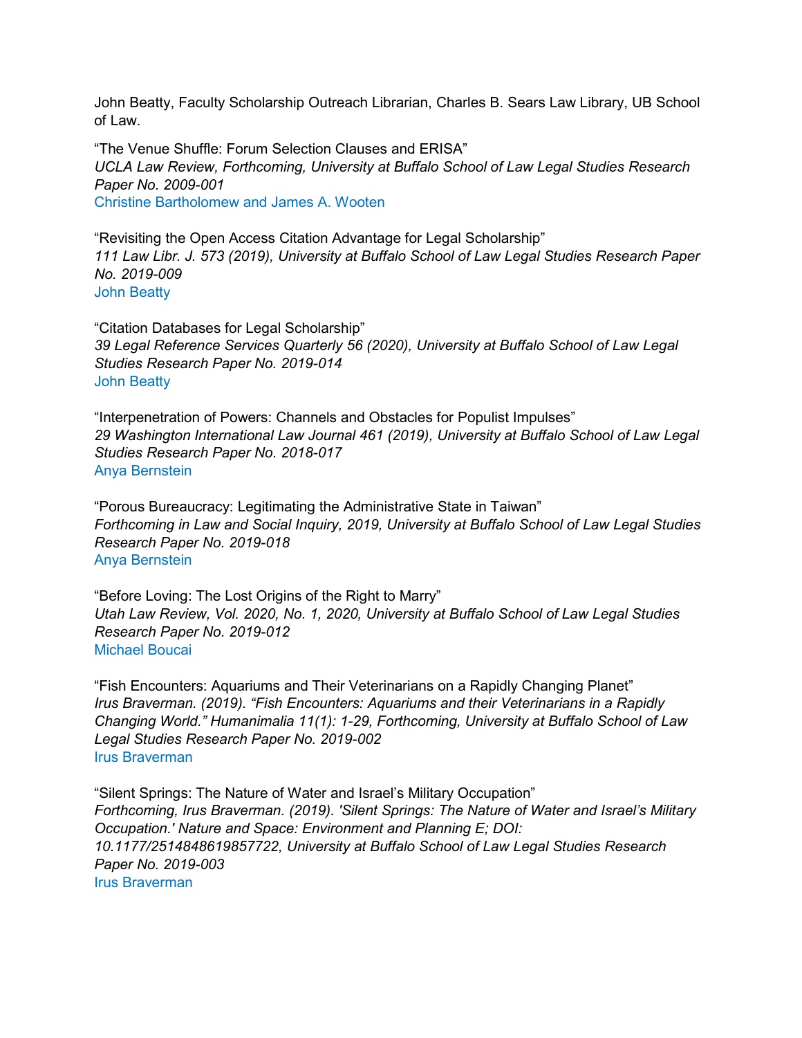John Beatty, Faculty Scholarship Outreach Librarian, Charles B. Sears Law Library, UB School of Law.

"The Venue Shuffle: Forum Selection Clauses and ERISA"
*UCLA Law Review, Forthcoming, University at Buffalo School of Law Legal Studies Research Paper No. 2009-001*
Christine Bartholomew and James A. Wooten

"Revisiting the Open Access Citation Advantage for Legal Scholarship"
*111 Law Libr. J. 573 (2019), University at Buffalo School of Law Legal Studies Research Paper No. 2019-009*
John Beatty

"Citation Databases for Legal Scholarship"
*39 Legal Reference Services Quarterly 56 (2020), University at Buffalo School of Law Legal Studies Research Paper No. 2019-014*
John Beatty

"Interpenetration of Powers: Channels and Obstacles for Populist Impulses"
*29 Washington International Law Journal 461 (2019), University at Buffalo School of Law Legal Studies Research Paper No. 2018-017*
Anya Bernstein

"Porous Bureaucracy: Legitimating the Administrative State in Taiwan"
*Forthcoming in Law and Social Inquiry, 2019, University at Buffalo School of Law Legal Studies Research Paper No. 2019-018*
Anya Bernstein

"Before Loving: The Lost Origins of the Right to Marry"
*Utah Law Review, Vol. 2020, No. 1, 2020, University at Buffalo School of Law Legal Studies Research Paper No. 2019-012*
Michael Boucai

"Fish Encounters: Aquariums and Their Veterinarians on a Rapidly Changing Planet"
*Irus Braverman. (2019). "Fish Encounters: Aquariums and their Veterinarians in a Rapidly Changing World." Humanimalia 11(1): 1-29, Forthcoming, University at Buffalo School of Law Legal Studies Research Paper No. 2019-002*
Irus Braverman

"Silent Springs: The Nature of Water and Israel's Military Occupation"
*Forthcoming, Irus Braverman. (2019). 'Silent Springs: The Nature of Water and Israel's Military Occupation.' Nature and Space: Environment and Planning E; DOI: 10.1177/2514848619857722, University at Buffalo School of Law Legal Studies Research Paper No. 2019-003*
Irus Braverman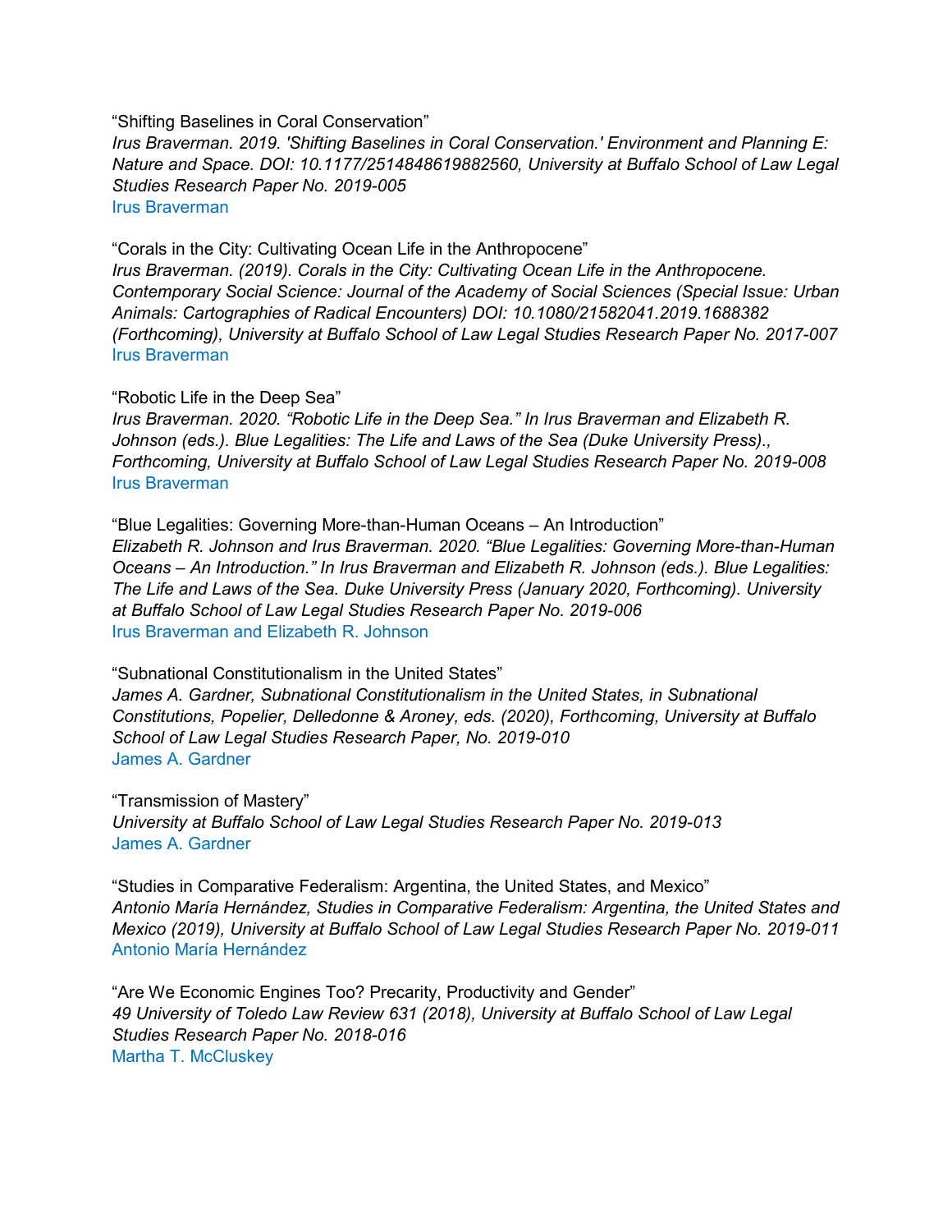“Shifting Baselines in Coral Conservation”
*Irus Braverman. 2019. 'Shifting Baselines in Coral Conservation.' Environment and Planning E: Nature and Space. DOI: 10.1177/2514848619882560, University at Buffalo School of Law Legal Studies Research Paper No. 2019-005*
Irus Braverman

“Corals in the City: Cultivating Ocean Life in the Anthropocene”
*Irus Braverman. (2019). Corals in the City: Cultivating Ocean Life in the Anthropocene. Contemporary Social Science: Journal of the Academy of Social Sciences (Special Issue: Urban Animals: Cartographies of Radical Encounters) DOI: 10.1080/21582041.2019.1688382 (Forthcoming), University at Buffalo School of Law Legal Studies Research Paper No. 2017-007*
Irus Braverman

“Robotic Life in the Deep Sea”
*Irus Braverman. 2020. “Robotic Life in the Deep Sea.” In Irus Braverman and Elizabeth R. Johnson (eds.). Blue Legalities: The Life and Laws of the Sea (Duke University Press)., Forthcoming, University at Buffalo School of Law Legal Studies Research Paper No. 2019-008*
Irus Braverman

“Blue Legalities: Governing More-than-Human Oceans – An Introduction”
*Elizabeth R. Johnson and Irus Braverman. 2020. “Blue Legalities: Governing More-than-Human Oceans – An Introduction.” In Irus Braverman and Elizabeth R. Johnson (eds.). Blue Legalities: The Life and Laws of the Sea. Duke University Press (January 2020, Forthcoming). University at Buffalo School of Law Legal Studies Research Paper No. 2019-006*
Irus Braverman and Elizabeth R. Johnson

“Subnational Constitutionalism in the United States”
*James A. Gardner, Subnational Constitutionalism in the United States, in Subnational Constitutions, Popelier, Delledonne & Aroney, eds. (2020), Forthcoming, University at Buffalo School of Law Legal Studies Research Paper, No. 2019-010*
James A. Gardner

“Transmission of Mastery”
*University at Buffalo School of Law Legal Studies Research Paper No. 2019-013*
James A. Gardner

“Studies in Comparative Federalism: Argentina, the United States, and Mexico”
*Antonio María Hernández, Studies in Comparative Federalism: Argentina, the United States and Mexico (2019), University at Buffalo School of Law Legal Studies Research Paper No. 2019-011*
Antonio María Hernández

“Are We Economic Engines Too? Precarity, Productivity and Gender”
*49 University of Toledo Law Review 631 (2018), University at Buffalo School of Law Legal Studies Research Paper No. 2018-016*
Martha T. McCluskey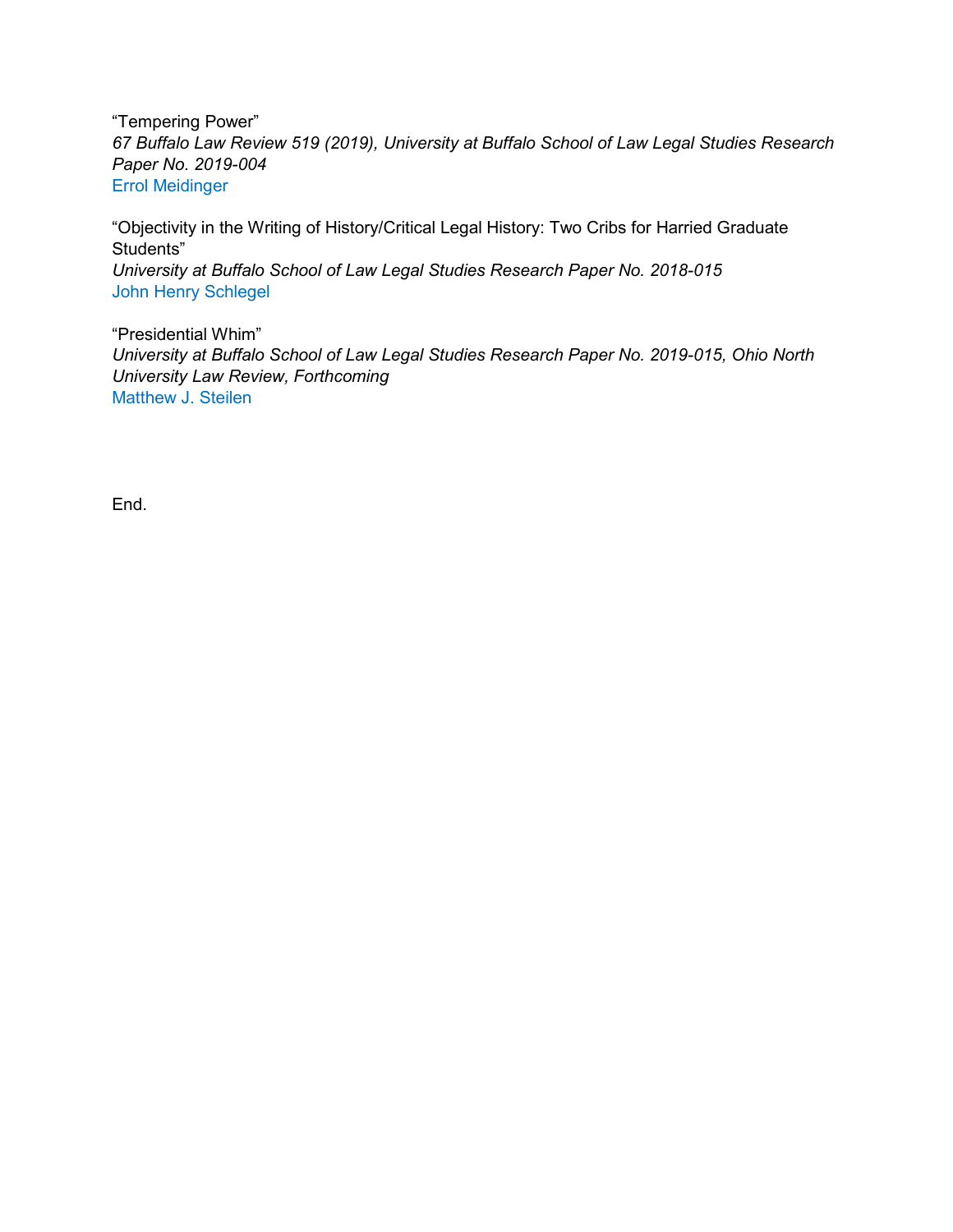“Tempering Power”
*67 Buffalo Law Review 519 (2019), University at Buffalo School of Law Legal Studies Research Paper No. 2019-004*
Errol Meidinger

“Objectivity in the Writing of History/Critical Legal History: Two Cribs for Harried Graduate Students”
*University at Buffalo School of Law Legal Studies Research Paper No. 2018-015*
John Henry Schlegel

“Presidential Whim”
*University at Buffalo School of Law Legal Studies Research Paper No. 2019-015, Ohio North University Law Review, Forthcoming*
Matthew J. Steilen

End.